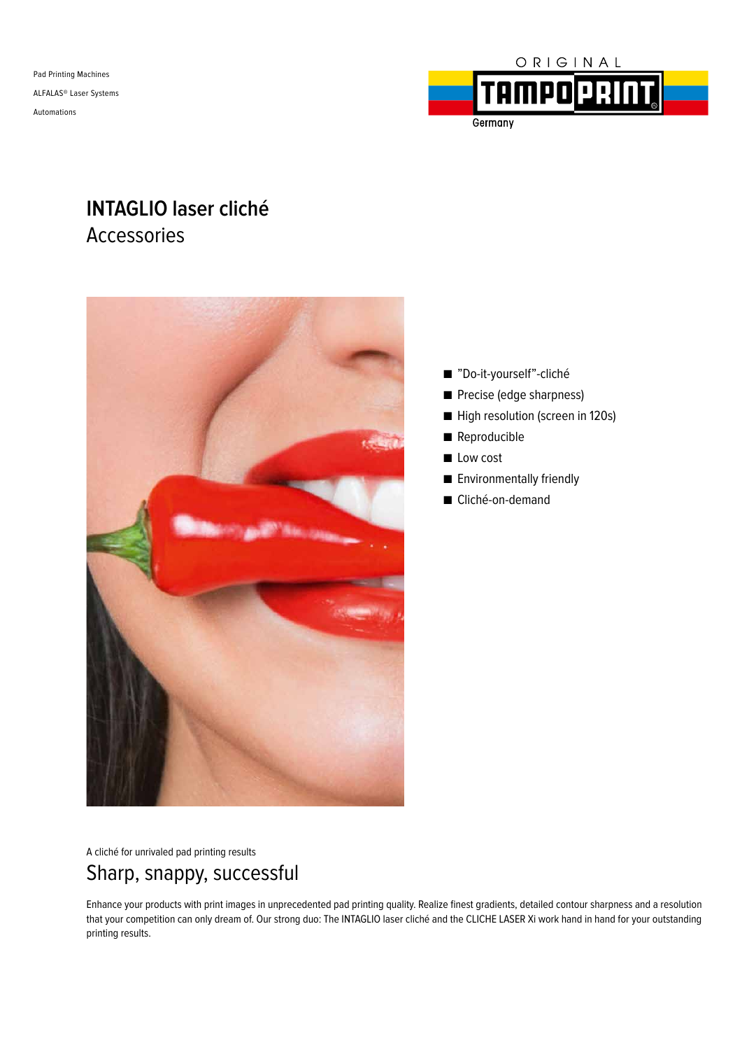Pad Printing Machines

ALFALAS® Laser Systems

Automations

# INTAGLIO laser cliché

## Accessories

- ”Do-it-yourself”-cliché
- Precise (edge sharpness)
- High resolution (screen in 120s)
- Reproducible
- Low cost
- Environmentally friendly
- Cliché-on-demand

A cliché for unrivaled pad printing results

## Sharp, snappy, successful

Enhance your products with print images in unprecedented pad printing quality. Realize finest gradients, detailed contour sharpness and a resolution that your competition can only dream of. Our strong duo: The INTAGLIO laser cliché and the CLICHE LASER Xi work hand in hand for your outstanding printing results.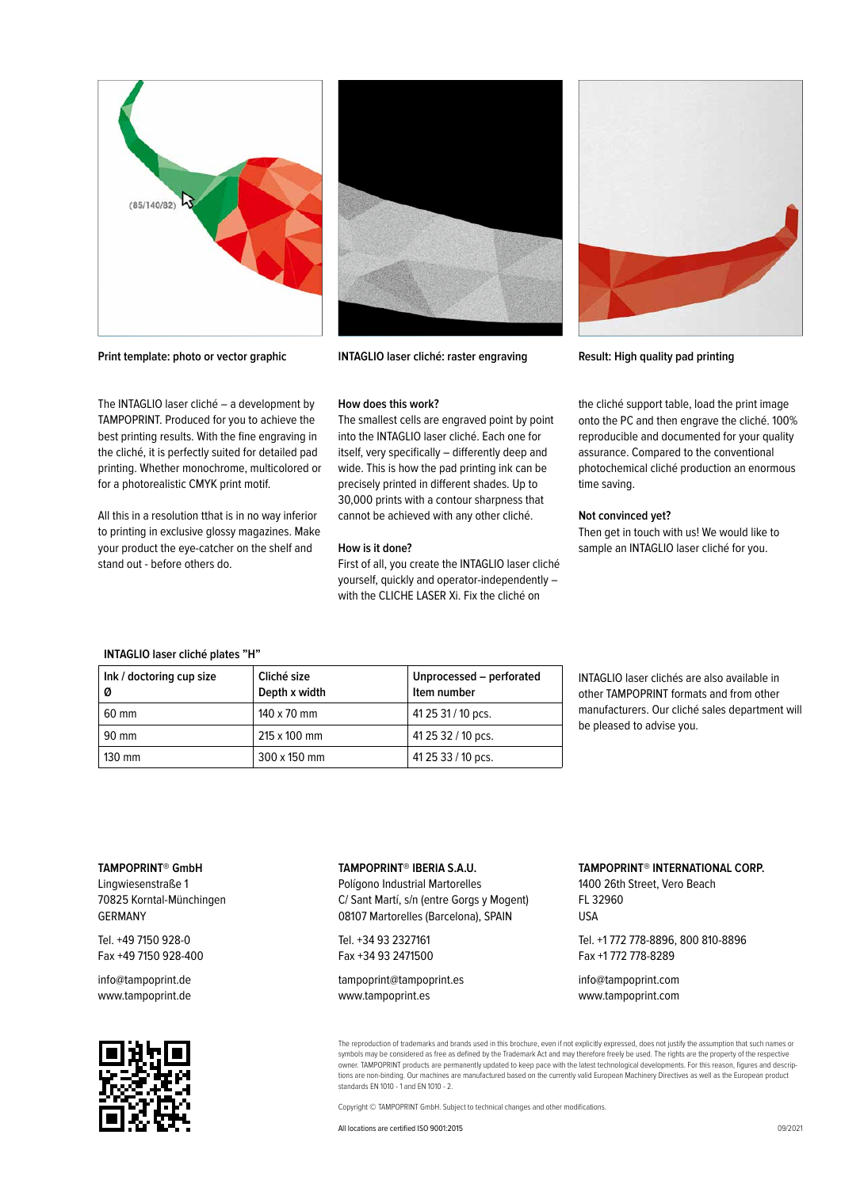Print template: photo or vector graphic

INTAGLIO laser cliché: raster engraving

Result: High quality pad printing

The INTAGLIO laser cliché – a development by TAMPOPRINT. Produced for you to achieve the best printing results. With the fine engraving in the cliché, it is perfectly suited for detailed pad printing. Whether monochrome, multicolored or for a photorealistic CMYK print motif.

All this in a resolution tthat is in no way inferior to printing in exclusive glossy magazines. Make your product the eye-catcher on the shelf and stand out - before others do.

**How does this work?**
The smallest cells are engraved point by point into the INTAGLIO laser cliché. Each one for itself, very specifically – differently deep and wide. This is how the pad printing ink can be precisely printed in different shades. Up to 30,000 prints with a contour sharpness that cannot be achieved with any other cliché.

**How is it done?**
First of all, you create the INTAGLIO laser cliché yourself, quickly and operator-independently – with the CLICHE LASER Xi. Fix the cliché on the cliché support table, load the print image onto the PC and then engrave the cliché. 100% reproducible and documented for your quality assurance. Compared to the conventional photochemical cliché production an enormous time saving.

**Not convinced yet?**
Then get in touch with us! We would like to sample an INTAGLIO laser cliché for you.

**INTAGLIO laser cliché plates "H"**

| Ink / doctoring cup size Ø | Cliché size Depth x width | Unprocessed – perforated Item number |
|---|---|---|
| 60 mm | 140 x 70 mm | 41 25 31 / 10 pcs. |
| 90 mm | 215 x 100 mm | 41 25 32 / 10 pcs. |
| 130 mm | 300 x 150 mm | 41 25 33 / 10 pcs. |

INTAGLIO laser clichés are also available in other TAMPOPRINT formats and from other manufacturers. Our cliché sales department will be pleased to advise you.

**TAMPOPRINT® GmbH**
Lingwiesenstraße 1
70825 Korntal-Münchingen
GERMANY

Tel. +49 7150 928-0
Fax +49 7150 928-400

info@tampoprint.de
www.tampoprint.de

**TAMPOPRINT® IBERIA S.A.U.**
Polígono Industrial Martorelles
C/ Sant Martí, s/n (entre Gorgs y Mogent)
08107 Martorelles (Barcelona), SPAIN

Tel. +34 93 2327161
Fax +34 93 2471500

tampoprint@tampoprint.es
www.tampoprint.es

**TAMPOPRINT® INTERNATIONAL CORP.**
1400 26th Street, Vero Beach
FL 32960
USA

Tel. +1 772 778-8896, 800 810-8896
Fax +1 772 778-8289

info@tampoprint.com
www.tampoprint.com

The reproduction of trademarks and brands used in this brochure, even if not explicitly expressed, does not justify the assumption that such names or symbols may be considered as free as defined by the Trademark Act and may therefore freely be used. The rights are the property of the respective owner. TAMPOPRINT products are permanently updated to keep pace with the latest technological developments. For this reason, figures and descriptions are non-binding. Our machines are manufactured based on the currently valid European Machinery Directives as well as the European product standards EN 1010 - 1 and EN 1010 - 2.

Copyright © TAMPOPRINT GmbH. Subject to technical changes and other modifications.

All locations are certified ISO 9001:2015

09/2021